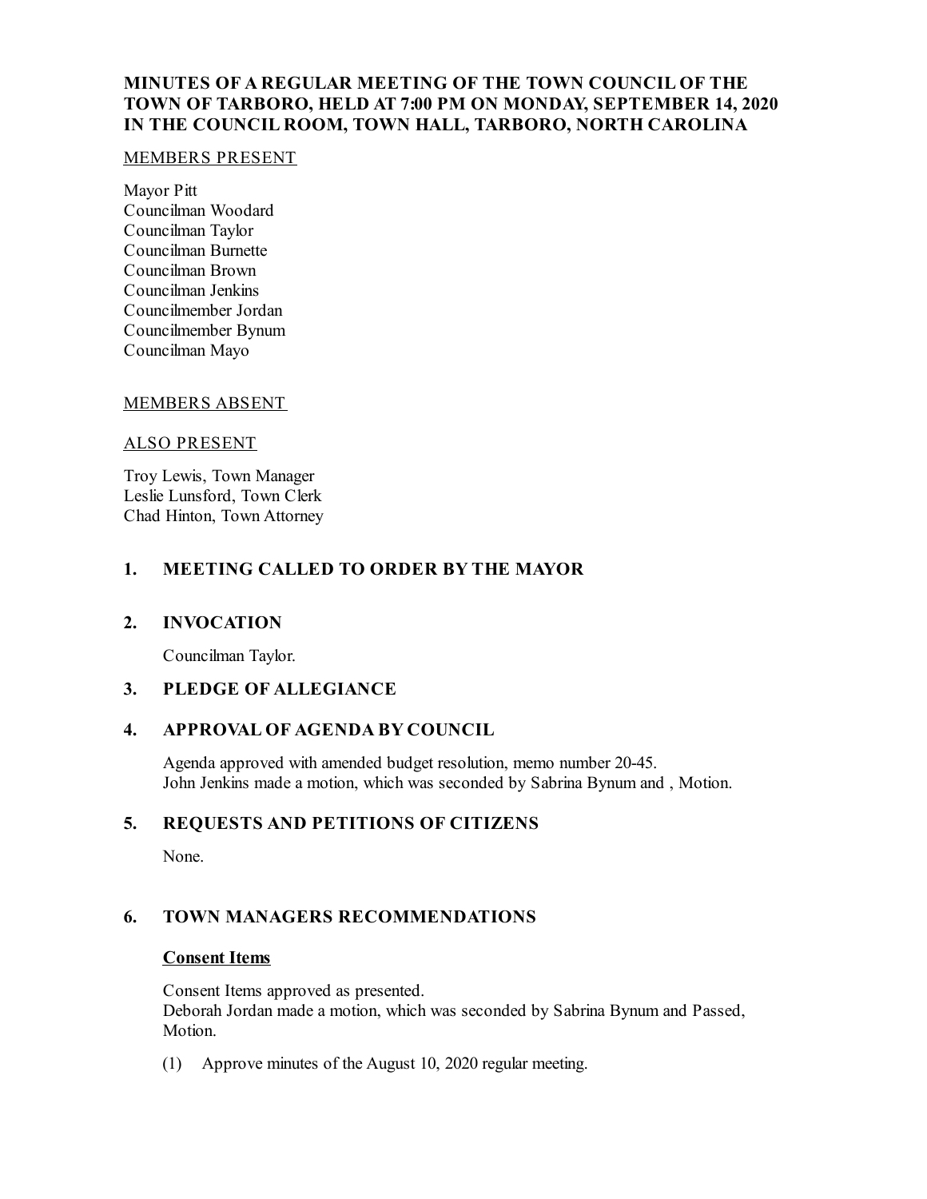# MINUTES OF A REGULAR MEETING OF THE TOWN COUNCIL OF THE TOWN OF TARBORO, HELD AT 7:00 PM ON MONDAY, SEPTEMBER 14, 2020 IN THE COUNCIL ROOM, TOWN HALL, TARBORO, NORTH CAROLINA

MEMBERS PRESENT

Mayor Pitt
Councilman Woodard
Councilman Taylor
Councilman Burnette
Councilman Brown
Councilman Jenkins
Councilmember Jordan
Councilmember Bynum
Councilman Mayo

MEMBERS ABSENT

ALSO PRESENT

Troy Lewis, Town Manager
Leslie Lunsford, Town Clerk
Chad Hinton, Town Attorney

## 1. MEETING CALLED TO ORDER BY THE MAYOR

## 2. INVOCATION

Councilman Taylor.

## 3. PLEDGE OF ALLEGIANCE

## 4. APPROVAL OF AGENDA BY COUNCIL

Agenda approved with amended budget resolution, memo number 20-45.
John Jenkins made a motion, which was seconded by Sabrina Bynum and , Motion.

## 5. REQUESTS AND PETITIONS OF CITIZENS

None.

## 6. TOWN MANAGERS RECOMMENDATIONS

**Consent Items**

Consent Items approved as presented.
Deborah Jordan made a motion, which was seconded by Sabrina Bynum and Passed, Motion.

(1) Approve minutes of the August 10, 2020 regular meeting.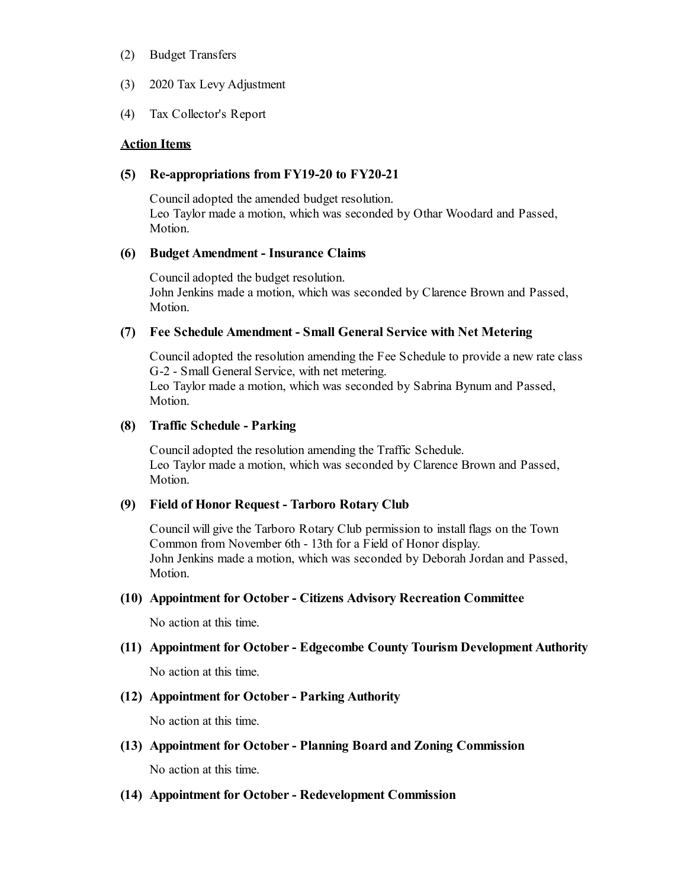(2) Budget Transfers

(3) 2020 Tax Levy Adjustment

(4) Tax Collector's Report

**Action Items**

**(5) Re-appropriations from FY19-20 to FY20-21**

Council adopted the amended budget resolution.
Leo Taylor made a motion, which was seconded by Othar Woodard and Passed, Motion.

**(6) Budget Amendment - Insurance Claims**

Council adopted the budget resolution.
John Jenkins made a motion, which was seconded by Clarence Brown and Passed, Motion.

**(7) Fee Schedule Amendment - Small General Service with Net Metering**

Council adopted the resolution amending the Fee Schedule to provide a new rate class G-2 - Small General Service, with net metering.
Leo Taylor made a motion, which was seconded by Sabrina Bynum and Passed, Motion.

**(8) Traffic Schedule - Parking**

Council adopted the resolution amending the Traffic Schedule.
Leo Taylor made a motion, which was seconded by Clarence Brown and Passed, Motion.

**(9) Field of Honor Request - Tarboro Rotary Club**

Council will give the Tarboro Rotary Club permission to install flags on the Town Common from November 6th - 13th for a Field of Honor display.
John Jenkins made a motion, which was seconded by Deborah Jordan and Passed, Motion.

**(10) Appointment for October - Citizens Advisory Recreation Committee**

No action at this time.

**(11) Appointment for October - Edgecombe County Tourism Development Authority**

No action at this time.

**(12) Appointment for October - Parking Authority**

No action at this time.

**(13) Appointment for October - Planning Board and Zoning Commission**

No action at this time.

**(14) Appointment for October - Redevelopment Commission**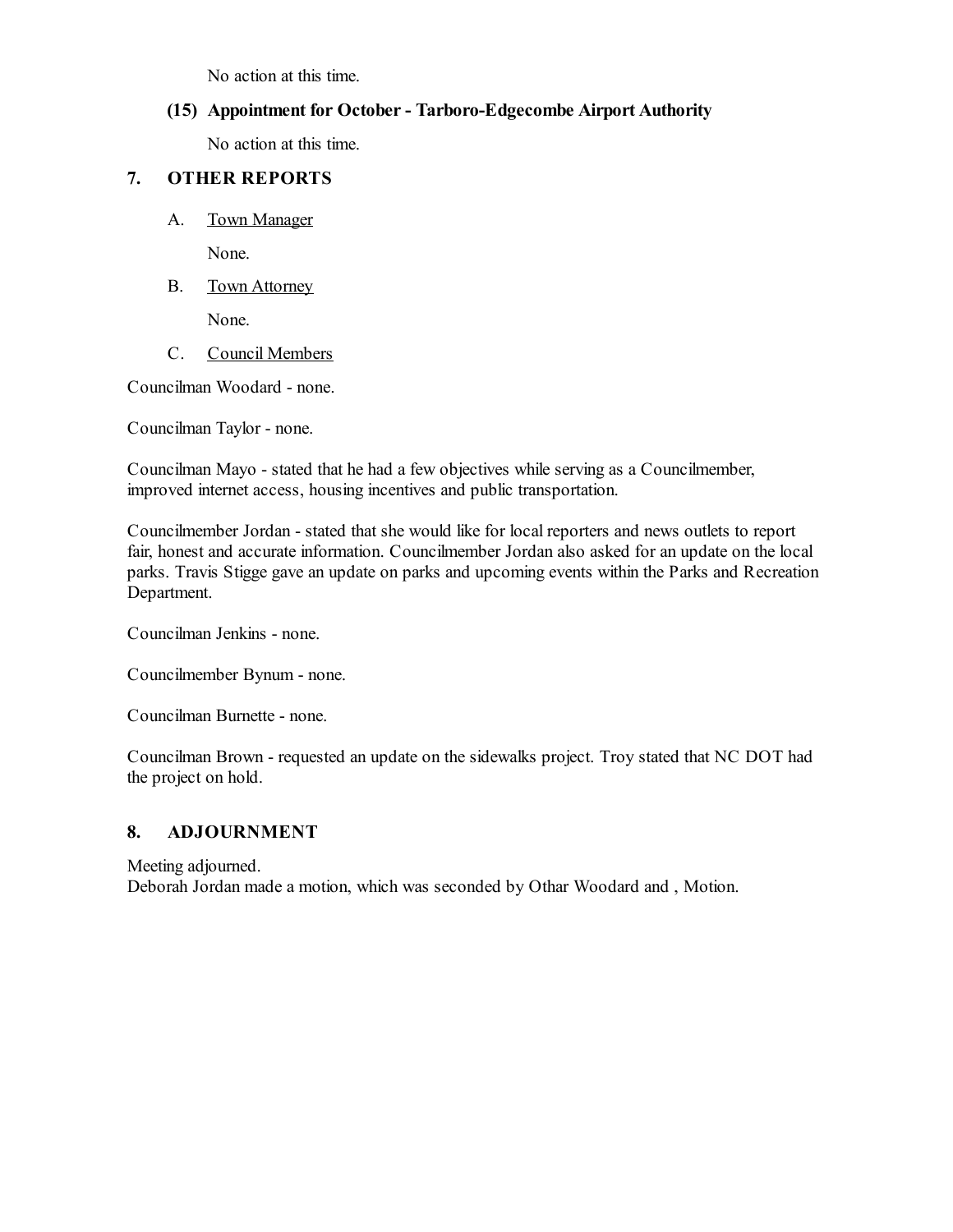No action at this time.

**(15) Appointment for October - Tarboro-Edgecombe Airport Authority**

No action at this time.

## 7. OTHER REPORTS

A. Town Manager

None.

B. Town Attorney

None.

C. Council Members

Councilman Woodard - none.

Councilman Taylor - none.

Councilman Mayo - stated that he had a few objectives while serving as a Councilmember, improved internet access, housing incentives and public transportation.

Councilmember Jordan - stated that she would like for local reporters and news outlets to report fair, honest and accurate information. Councilmember Jordan also asked for an update on the local parks. Travis Stigge gave an update on parks and upcoming events within the Parks and Recreation Department.

Councilman Jenkins - none.

Councilmember Bynum - none.

Councilman Burnette - none.

Councilman Brown - requested an update on the sidewalks project. Troy stated that NC DOT had the project on hold.

## 8. ADJOURNMENT

Meeting adjourned.
Deborah Jordan made a motion, which was seconded by Othar Woodard and , Motion.